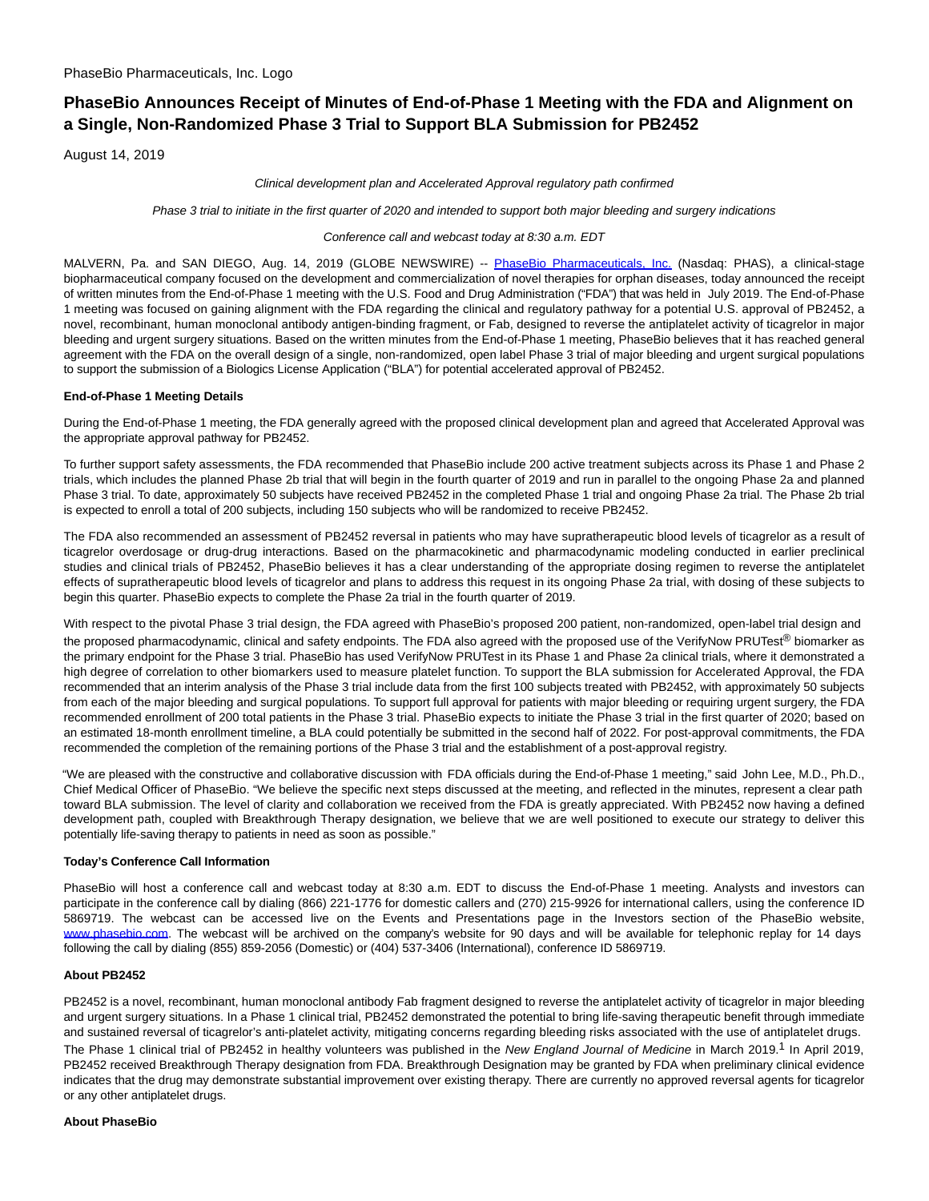PhaseBio Pharmaceuticals, Inc. Logo

# PhaseBio Announces Receipt of Minutes of End-of-Phase 1 Meeting with the FDA and Alignment on a Single, Non-Randomized Phase 3 Trial to Support BLA Submission for PB2452

August 14, 2019

*Clinical development plan and Accelerated Approval regulatory path confirmed*

*Phase 3 trial to initiate in the first quarter of 2020 and intended to support both major bleeding and surgery indications*

*Conference call and webcast today at 8:30 a.m. EDT*

MALVERN, Pa. and SAN DIEGO, Aug. 14, 2019 (GLOBE NEWSWIRE) -- PhaseBio Pharmaceuticals, Inc. (Nasdaq: PHAS), a clinical-stage biopharmaceutical company focused on the development and commercialization of novel therapies for orphan diseases, today announced the receipt of written minutes from the End-of-Phase 1 meeting with the U.S. Food and Drug Administration ("FDA") that was held in July 2019. The End-of-Phase 1 meeting was focused on gaining alignment with the FDA regarding the clinical and regulatory pathway for a potential U.S. approval of PB2452, a novel, recombinant, human monoclonal antibody antigen-binding fragment, or Fab, designed to reverse the antiplatelet activity of ticagrelor in major bleeding and urgent surgery situations. Based on the written minutes from the End-of-Phase 1 meeting, PhaseBio believes that it has reached general agreement with the FDA on the overall design of a single, non-randomized, open label Phase 3 trial of major bleeding and urgent surgical populations to support the submission of a Biologics License Application ("BLA") for potential accelerated approval of PB2452.

**End-of-Phase 1 Meeting Details**

During the End-of-Phase 1 meeting, the FDA generally agreed with the proposed clinical development plan and agreed that Accelerated Approval was the appropriate approval pathway for PB2452.

To further support safety assessments, the FDA recommended that PhaseBio include 200 active treatment subjects across its Phase 1 and Phase 2 trials, which includes the planned Phase 2b trial that will begin in the fourth quarter of 2019 and run in parallel to the ongoing Phase 2a and planned Phase 3 trial. To date, approximately 50 subjects have received PB2452 in the completed Phase 1 trial and ongoing Phase 2a trial. The Phase 2b trial is expected to enroll a total of 200 subjects, including 150 subjects who will be randomized to receive PB2452.

The FDA also recommended an assessment of PB2452 reversal in patients who may have supratherapeutic blood levels of ticagrelor as a result of ticagrelor overdosage or drug-drug interactions. Based on the pharmacokinetic and pharmacodynamic modeling conducted in earlier preclinical studies and clinical trials of PB2452, PhaseBio believes it has a clear understanding of the appropriate dosing regimen to reverse the antiplatelet effects of supratherapeutic blood levels of ticagrelor and plans to address this request in its ongoing Phase 2a trial, with dosing of these subjects to begin this quarter. PhaseBio expects to complete the Phase 2a trial in the fourth quarter of 2019.

With respect to the pivotal Phase 3 trial design, the FDA agreed with PhaseBio's proposed 200 patient, non-randomized, open-label trial design and the proposed pharmacodynamic, clinical and safety endpoints. The FDA also agreed with the proposed use of the VerifyNow PRUTest® biomarker as the primary endpoint for the Phase 3 trial. PhaseBio has used VerifyNow PRUTest in its Phase 1 and Phase 2a clinical trials, where it demonstrated a high degree of correlation to other biomarkers used to measure platelet function. To support the BLA submission for Accelerated Approval, the FDA recommended that an interim analysis of the Phase 3 trial include data from the first 100 subjects treated with PB2452, with approximately 50 subjects from each of the major bleeding and surgical populations. To support full approval for patients with major bleeding or requiring urgent surgery, the FDA recommended enrollment of 200 total patients in the Phase 3 trial. PhaseBio expects to initiate the Phase 3 trial in the first quarter of 2020; based on an estimated 18-month enrollment timeline, a BLA could potentially be submitted in the second half of 2022. For post-approval commitments, the FDA recommended the completion of the remaining portions of the Phase 3 trial and the establishment of a post-approval registry.

"We are pleased with the constructive and collaborative discussion with FDA officials during the End-of-Phase 1 meeting," said John Lee, M.D., Ph.D., Chief Medical Officer of PhaseBio. "We believe the specific next steps discussed at the meeting, and reflected in the minutes, represent a clear path toward BLA submission. The level of clarity and collaboration we received from the FDA is greatly appreciated. With PB2452 now having a defined development path, coupled with Breakthrough Therapy designation, we believe that we are well positioned to execute our strategy to deliver this potentially life-saving therapy to patients in need as soon as possible."

**Today's Conference Call Information**

PhaseBio will host a conference call and webcast today at 8:30 a.m. EDT to discuss the End-of-Phase 1 meeting. Analysts and investors can participate in the conference call by dialing (866) 221-1776 for domestic callers and (270) 215-9926 for international callers, using the conference ID 5869719. The webcast can be accessed live on the Events and Presentations page in the Investors section of the PhaseBio website, www.phasebio.com. The webcast will be archived on the company's website for 90 days and will be available for telephonic replay for 14 days following the call by dialing (855) 859-2056 (Domestic) or (404) 537-3406 (International), conference ID 5869719.

**About PB2452**

PB2452 is a novel, recombinant, human monoclonal antibody Fab fragment designed to reverse the antiplatelet activity of ticagrelor in major bleeding and urgent surgery situations. In a Phase 1 clinical trial, PB2452 demonstrated the potential to bring life-saving therapeutic benefit through immediate and sustained reversal of ticagrelor's anti-platelet activity, mitigating concerns regarding bleeding risks associated with the use of antiplatelet drugs. The Phase 1 clinical trial of PB2452 in healthy volunteers was published in the *New England Journal of Medicine* in March 2019.[1] In April 2019, PB2452 received Breakthrough Therapy designation from FDA. Breakthrough Designation may be granted by FDA when preliminary clinical evidence indicates that the drug may demonstrate substantial improvement over existing therapy. There are currently no approved reversal agents for ticagrelor or any other antiplatelet drugs.

**About PhaseBio**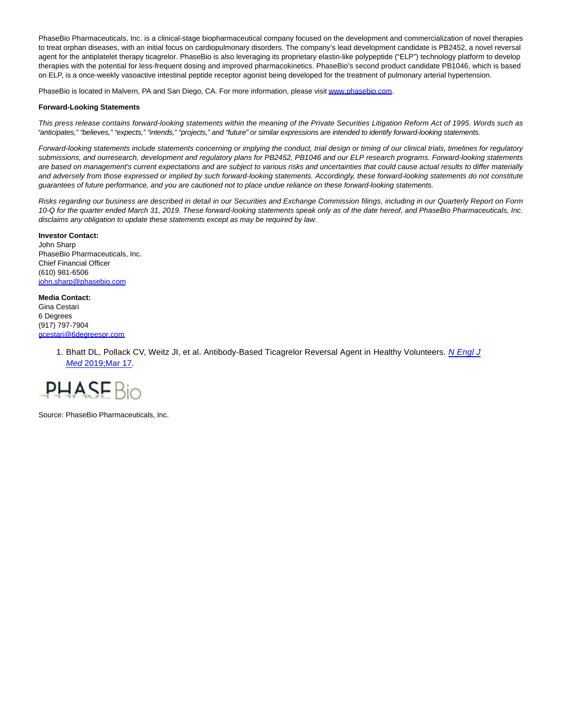PhaseBio Pharmaceuticals, Inc. is a clinical-stage biopharmaceutical company focused on the development and commercialization of novel therapies to treat orphan diseases, with an initial focus on cardiopulmonary disorders. The company's lead development candidate is PB2452, a novel reversal agent for the antiplatelet therapy ticagrelor. PhaseBio is also leveraging its proprietary elastin-like polypeptide ("ELP") technology platform to develop therapies with the potential for less-frequent dosing and improved pharmacokinetics. PhaseBio's second product candidate PB1046, which is based on ELP, is a once-weekly vasoactive intestinal peptide receptor agonist being developed for the treatment of pulmonary arterial hypertension.

PhaseBio is located in Malvern, PA and San Diego, CA. For more information, please visit www.phasebio.com.

**Forward-Looking Statements**

*This press release contains forward-looking statements within the meaning of the Private Securities Litigation Reform Act of 1995. Words such as "anticipates," "believes," "expects," "intends," "projects," and "future" or similar expressions are intended to identify forward-looking statements.*

*Forward-looking statements include statements concerning or implying the conduct, trial design or timing of our clinical trials, timelines for regulatory submissions, and ourresearch, development and regulatory plans for PB2452, PB1046 and our ELP research programs. Forward-looking statements are based on management's current expectations and are subject to various risks and uncertainties that could cause actual results to differ materially and adversely from those expressed or implied by such forward-looking statements. Accordingly, these forward-looking statements do not constitute guarantees of future performance, and you are cautioned not to place undue reliance on these forward-looking statements.*

*Risks regarding our business are described in detail in our Securities and Exchange Commission filings, including in our Quarterly Report on Form 10-Q for the quarter ended March 31, 2019. These forward-looking statements speak only as of the date hereof, and PhaseBio Pharmaceuticals, Inc. disclaims any obligation to update these statements except as may be required by law.*

**Investor Contact:**
John Sharp
PhaseBio Pharmaceuticals, Inc.
Chief Financial Officer
(610) 981-6506
john.sharp@phasebio.com

**Media Contact:**
Gina Cestari
6 Degrees
(917) 797-7904
gcestari@6degreespr.com

1. Bhatt DL, Pollack CV, Weitz JI, et al. Antibody-Based Ticagrelor Reversal Agent in Healthy Volunteers. *N Engl J Med* 2019;Mar 17.

PHASE Bio

Source: PhaseBio Pharmaceuticals, Inc.